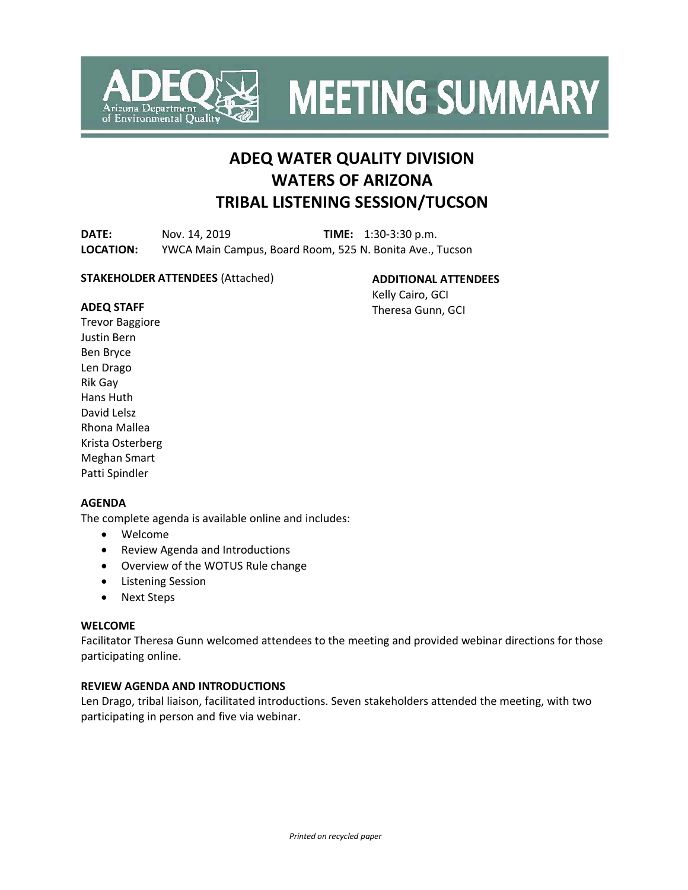# MEETING SUMMARY

## ADEQ WATER QUALITY DIVISION
## WATERS OF ARIZONA
## TRIBAL LISTENING SESSION/TUCSON

**DATE:** Nov. 14, 2019 **TIME:** 1:30-3:30 p.m.
**LOCATION:** YWCA Main Campus, Board Room, 525 N. Bonita Ave., Tucson

**STAKEHOLDER ATTENDEES** (Attached)

**ADEQ STAFF**
Trevor Baggiore
Justin Bern
Ben Bryce
Len Drago
Rik Gay
Hans Huth
David Lelsz
Rhona Mallea
Krista Osterberg
Meghan Smart
Patti Spindler

**ADDITIONAL ATTENDEES**
Kelly Cairo, GCI
Theresa Gunn, GCI

**AGENDA**
The complete agenda is available online and includes:

- Welcome
- Review Agenda and Introductions
- Overview of the WOTUS Rule change
- Listening Session
- Next Steps

**WELCOME**
Facilitator Theresa Gunn welcomed attendees to the meeting and provided webinar directions for those participating online.

**REVIEW AGENDA AND INTRODUCTIONS**
Len Drago, tribal liaison, facilitated introductions. Seven stakeholders attended the meeting, with two participating in person and five via webinar.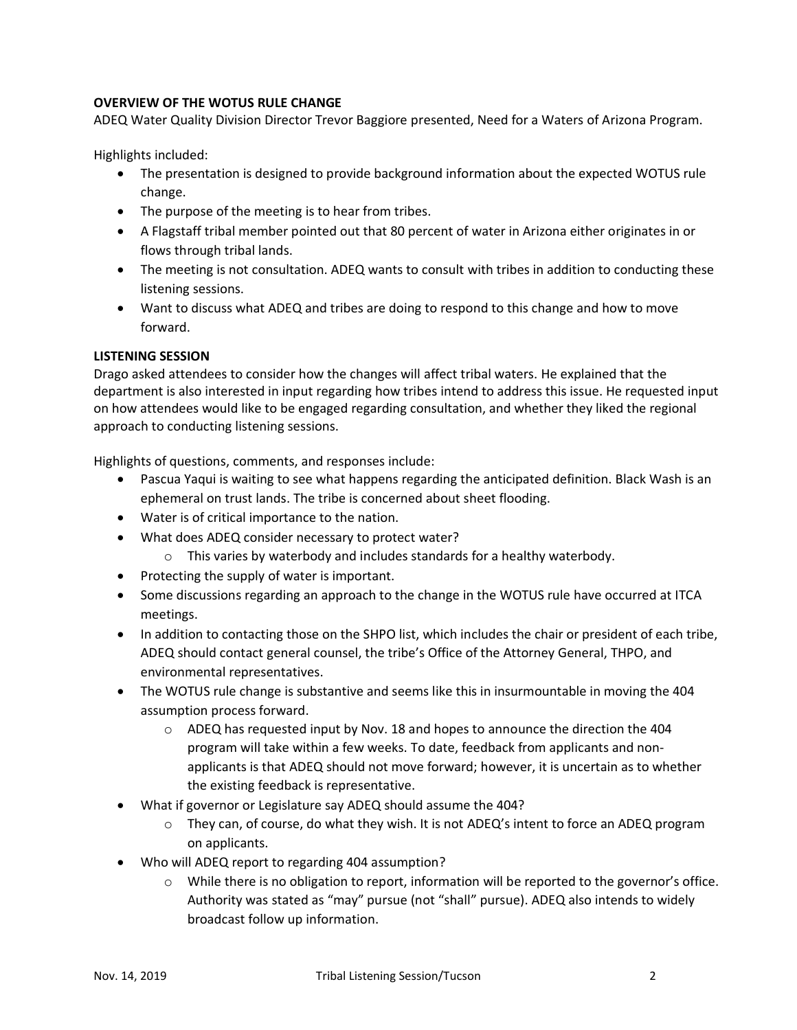**OVERVIEW OF THE WOTUS RULE CHANGE**

ADEQ Water Quality Division Director Trevor Baggiore presented, Need for a Waters of Arizona Program.

Highlights included:

- The presentation is designed to provide background information about the expected WOTUS rule change.
- The purpose of the meeting is to hear from tribes.
- A Flagstaff tribal member pointed out that 80 percent of water in Arizona either originates in or flows through tribal lands.
- The meeting is not consultation. ADEQ wants to consult with tribes in addition to conducting these listening sessions.
- Want to discuss what ADEQ and tribes are doing to respond to this change and how to move forward.

**LISTENING SESSION**

Drago asked attendees to consider how the changes will affect tribal waters. He explained that the department is also interested in input regarding how tribes intend to address this issue. He requested input on how attendees would like to be engaged regarding consultation, and whether they liked the regional approach to conducting listening sessions.

Highlights of questions, comments, and responses include:

- Pascua Yaqui is waiting to see what happens regarding the anticipated definition. Black Wash is an ephemeral on trust lands. The tribe is concerned about sheet flooding.
- Water is of critical importance to the nation.
- What does ADEQ consider necessary to protect water?
    - This varies by waterbody and includes standards for a healthy waterbody.
- Protecting the supply of water is important.
- Some discussions regarding an approach to the change in the WOTUS rule have occurred at ITCA meetings.
- In addition to contacting those on the SHPO list, which includes the chair or president of each tribe, ADEQ should contact general counsel, the tribe's Office of the Attorney General, THPO, and environmental representatives.
- The WOTUS rule change is substantive and seems like this in insurmountable in moving the 404 assumption process forward.
    - ADEQ has requested input by Nov. 18 and hopes to announce the direction the 404 program will take within a few weeks. To date, feedback from applicants and non-applicants is that ADEQ should not move forward; however, it is uncertain as to whether the existing feedback is representative.
- What if governor or Legislature say ADEQ should assume the 404?
    - They can, of course, do what they wish. It is not ADEQ's intent to force an ADEQ program on applicants.
- Who will ADEQ report to regarding 404 assumption?
    - While there is no obligation to report, information will be reported to the governor's office. Authority was stated as "may" pursue (not "shall" pursue). ADEQ also intends to widely broadcast follow up information.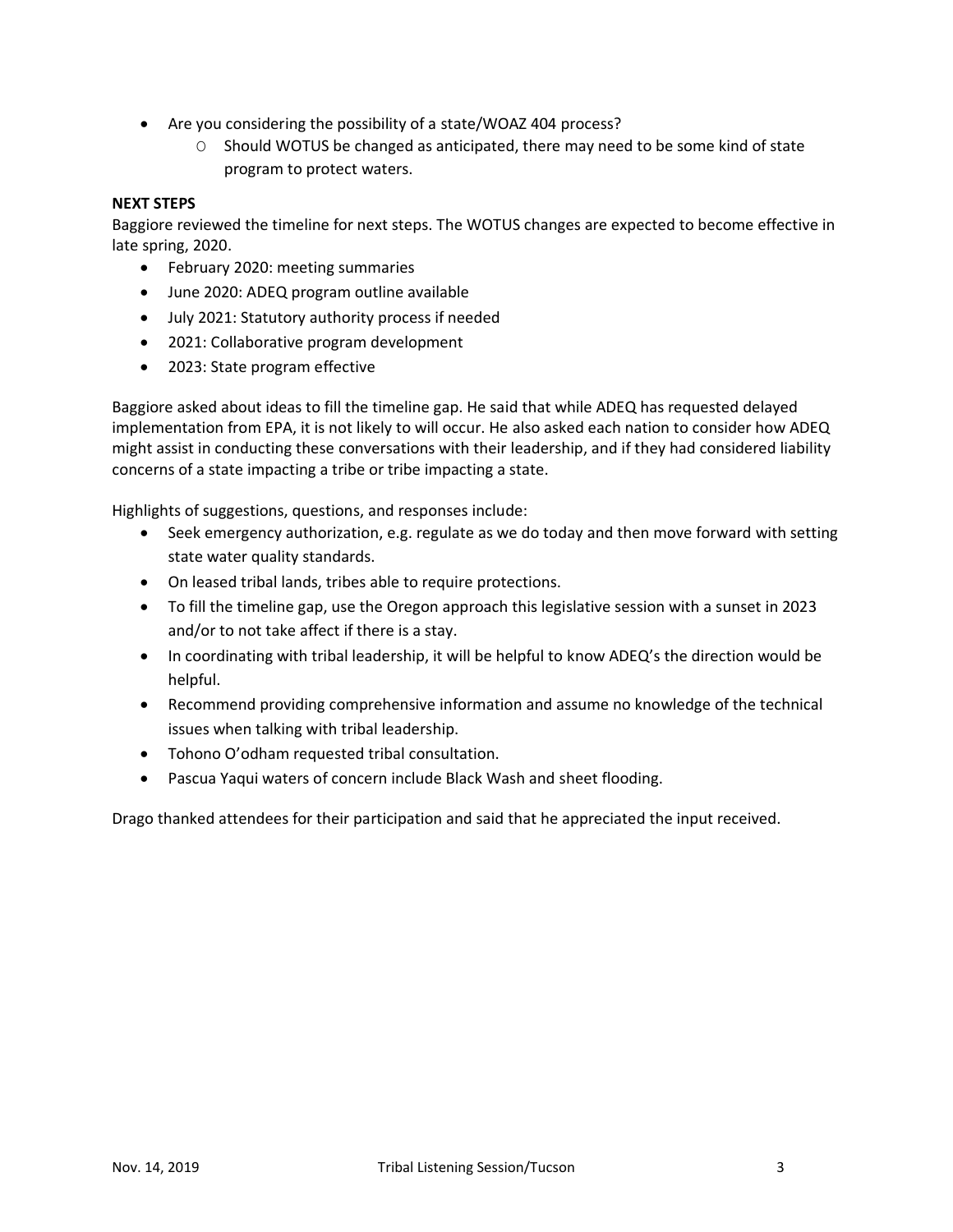- Are you considering the possibility of a state/WOAZ 404 process?
    - Should WOTUS be changed as anticipated, there may need to be some kind of state program to protect waters.

**NEXT STEPS**

Baggiore reviewed the timeline for next steps. The WOTUS changes are expected to become effective in late spring, 2020.

- February 2020: meeting summaries
- June 2020: ADEQ program outline available
- July 2021: Statutory authority process if needed
- 2021: Collaborative program development
- 2023: State program effective

Baggiore asked about ideas to fill the timeline gap. He said that while ADEQ has requested delayed implementation from EPA, it is not likely to will occur. He also asked each nation to consider how ADEQ might assist in conducting these conversations with their leadership, and if they had considered liability concerns of a state impacting a tribe or tribe impacting a state.

Highlights of suggestions, questions, and responses include:

- Seek emergency authorization, e.g. regulate as we do today and then move forward with setting state water quality standards.
- On leased tribal lands, tribes able to require protections.
- To fill the timeline gap, use the Oregon approach this legislative session with a sunset in 2023 and/or to not take affect if there is a stay.
- In coordinating with tribal leadership, it will be helpful to know ADEQ's the direction would be helpful.
- Recommend providing comprehensive information and assume no knowledge of the technical issues when talking with tribal leadership.
- Tohono O'odham requested tribal consultation.
- Pascua Yaqui waters of concern include Black Wash and sheet flooding.

Drago thanked attendees for their participation and said that he appreciated the input received.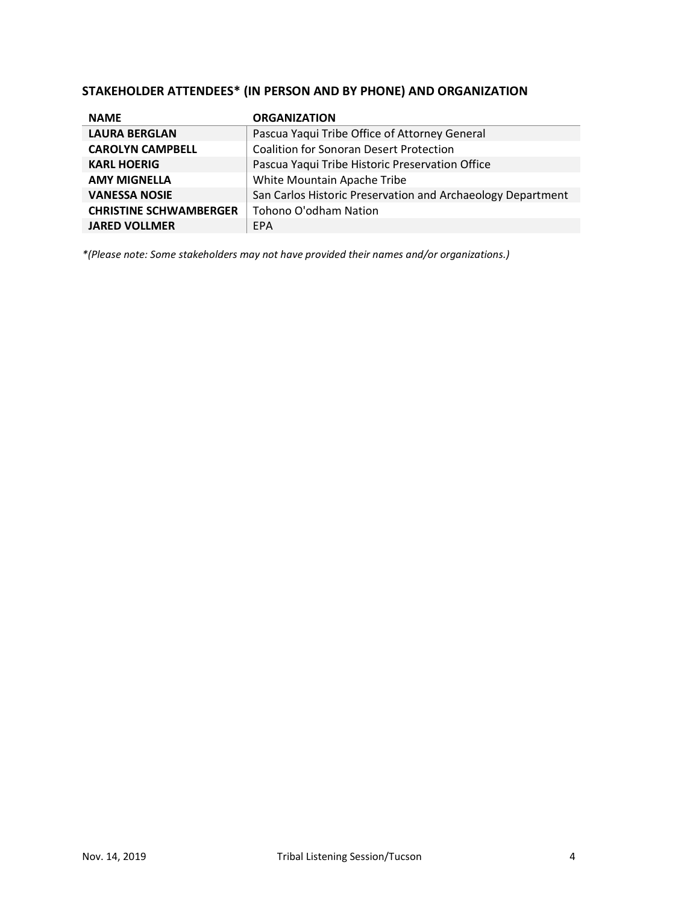## STAKEHOLDER ATTENDEES* (IN PERSON AND BY PHONE) AND ORGANIZATION

| NAME | ORGANIZATION |
|---|---|
| **LAURA BERGLAN** | Pascua Yaqui Tribe Office of Attorney General |
| **CAROLYN CAMPBELL** | Coalition for Sonoran Desert Protection |
| **KARL HOERIG** | Pascua Yaqui Tribe Historic Preservation Office |
| **AMY MIGNELLA** | White Mountain Apache Tribe |
| **VANESSA NOSIE** | San Carlos Historic Preservation and Archaeology Department |
| **CHRISTINE SCHWAMBERGER** | Tohono O'odham Nation |
| **JARED VOLLMER** | EPA |

*\*(Please note: Some stakeholders may not have provided their names and/or organizations.)*